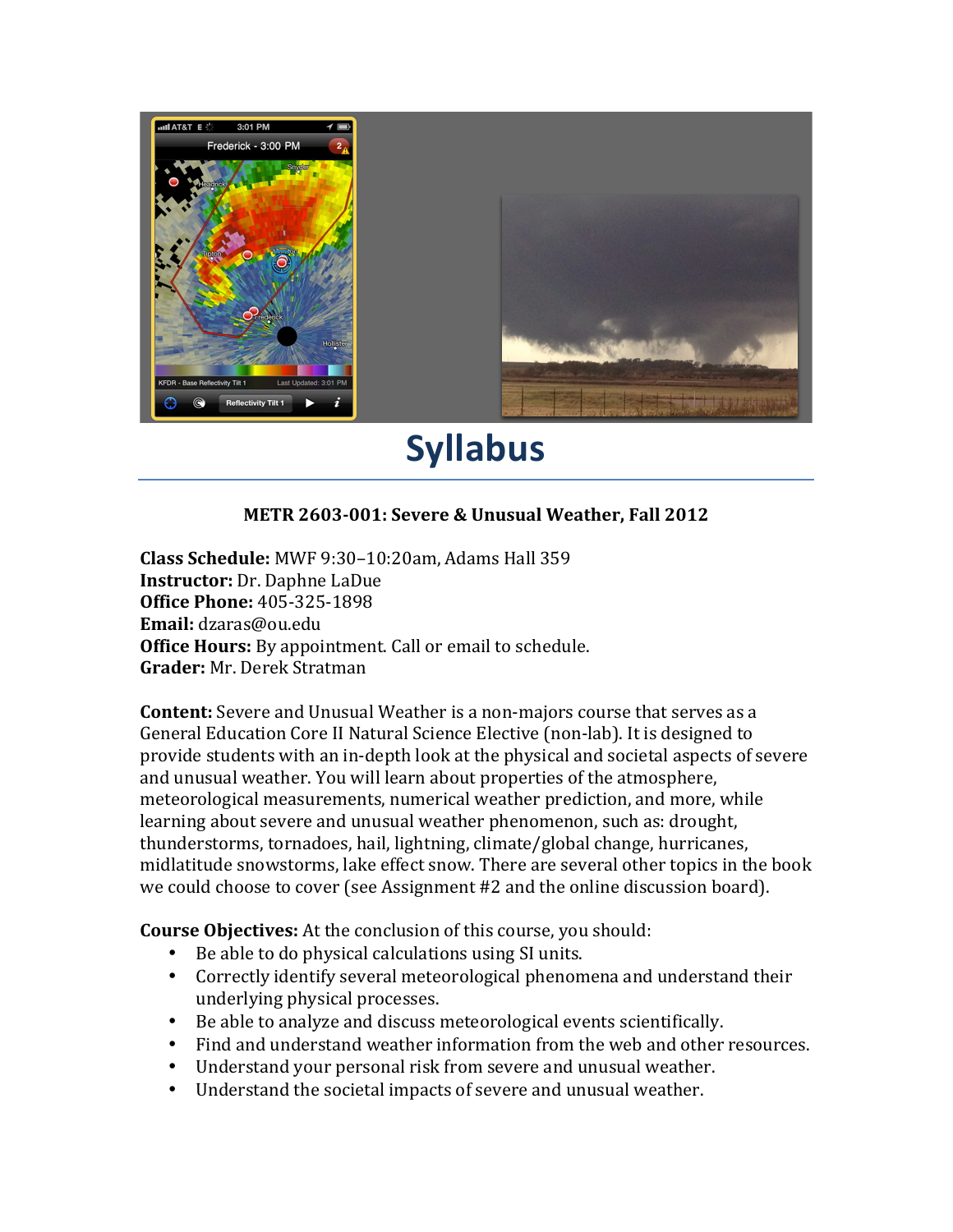# Syllabus

**METR 2603-001: Severe & Unusual Weather, Fall 2012**

**Class Schedule:** MWF 9:30–10:20am, Adams Hall 359
**Instructor:** Dr. Daphne LaDue
**Office Phone:** 405-325-1898
**Email:** dzaras@ou.edu
**Office Hours:** By appointment. Call or email to schedule.
**Grader:** Mr. Derek Stratman

**Content:** Severe and Unusual Weather is a non-majors course that serves as a General Education Core II Natural Science Elective (non-lab). It is designed to provide students with an in-depth look at the physical and societal aspects of severe and unusual weather. You will learn about properties of the atmosphere, meteorological measurements, numerical weather prediction, and more, while learning about severe and unusual weather phenomenon, such as: drought, thunderstorms, tornadoes, hail, lightning, climate/global change, hurricanes, midlatitude snowstorms, lake effect snow. There are several other topics in the book we could choose to cover (see Assignment #2 and the online discussion board).

**Course Objectives:** At the conclusion of this course, you should:

- Be able to do physical calculations using SI units.
- Correctly identify several meteorological phenomena and understand their underlying physical processes.
- Be able to analyze and discuss meteorological events scientifically.
- Find and understand weather information from the web and other resources.
- Understand your personal risk from severe and unusual weather.
- Understand the societal impacts of severe and unusual weather.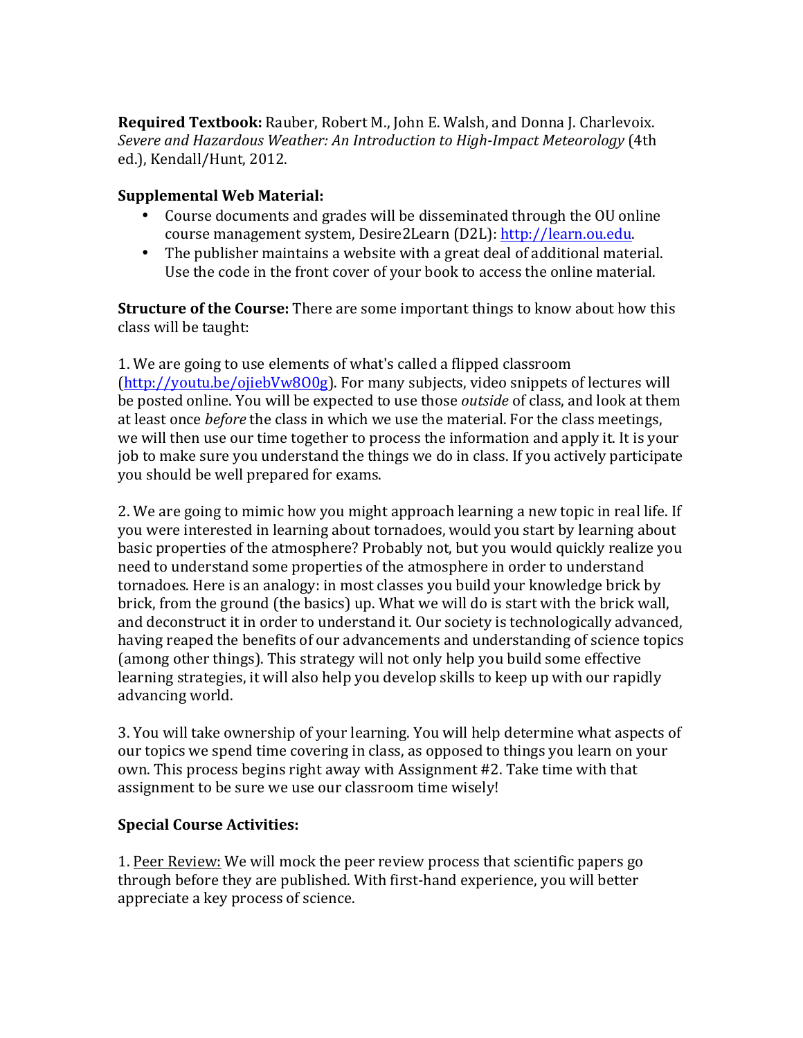**Required Textbook:** Rauber, Robert M., John E. Walsh, and Donna J. Charlevoix. *Severe and Hazardous Weather: An Introduction to High-Impact Meteorology* (4th ed.), Kendall/Hunt, 2012.

**Supplemental Web Material:**

- Course documents and grades will be disseminated through the OU online course management system, Desire2Learn (D2L): [http://learn.ou.edu](http://learn.ou.edu).
- The publisher maintains a website with a great deal of additional material. Use the code in the front cover of your book to access the online material.

**Structure of the Course:** There are some important things to know about how this class will be taught:

1. We are going to use elements of what's called a flipped classroom ([http://youtu.be/ojiebVw8O0g](http://youtu.be/ojiebVw8O0g)). For many subjects, video snippets of lectures will be posted online. You will be expected to use those *outside* of class, and look at them at least once *before* the class in which we use the material. For the class meetings, we will then use our time together to process the information and apply it. It is your job to make sure you understand the things we do in class. If you actively participate you should be well prepared for exams.

2. We are going to mimic how you might approach learning a new topic in real life. If you were interested in learning about tornadoes, would you start by learning about basic properties of the atmosphere? Probably not, but you would quickly realize you need to understand some properties of the atmosphere in order to understand tornadoes. Here is an analogy: in most classes you build your knowledge brick by brick, from the ground (the basics) up. What we will do is start with the brick wall, and deconstruct it in order to understand it. Our society is technologically advanced, having reaped the benefits of our advancements and understanding of science topics (among other things). This strategy will not only help you build some effective learning strategies, it will also help you develop skills to keep up with our rapidly advancing world.

3. You will take ownership of your learning. You will help determine what aspects of our topics we spend time covering in class, as opposed to things you learn on your own. This process begins right away with Assignment #2. Take time with that assignment to be sure we use our classroom time wisely!

**Special Course Activities:**

1. Peer Review: We will mock the peer review process that scientific papers go through before they are published. With first-hand experience, you will better appreciate a key process of science.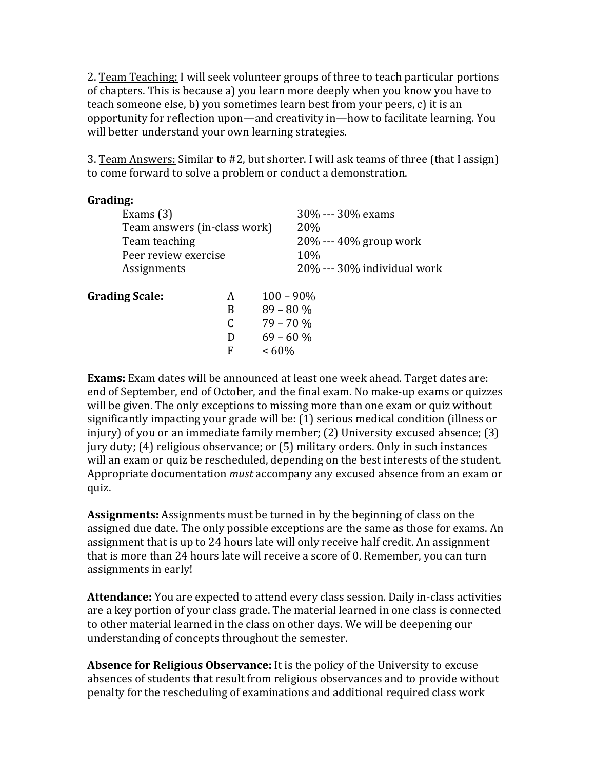2. Team Teaching: I will seek volunteer groups of three to teach particular portions of chapters. This is because a) you learn more deeply when you know you have to teach someone else, b) you sometimes learn best from your peers, c) it is an opportunity for reflection upon—and creativity in—how to facilitate learning. You will better understand your own learning strategies.

3. Team Answers: Similar to #2, but shorter. I will ask teams of three (that I assign) to come forward to solve a problem or conduct a demonstration.

**Grading:**

| | | |
|---|---|---|
| Exams (3) | 30% | --- 30% exams |
| Team answers (in-class work) | 20% | |
| Team teaching | 20% | --- 40% group work |
| Peer review exercise | 10% | |
| Assignments | 20% | --- 30% individual work |

**Grading Scale:**

| | |
|---|---|
| A | 100 – 90% |
| B | 89 – 80 % |
| C | 79 – 70 % |
| D | 69 – 60 % |
| F | < 60% |

**Exams:** Exam dates will be announced at least one week ahead. Target dates are: end of September, end of October, and the final exam. No make-up exams or quizzes will be given. The only exceptions to missing more than one exam or quiz without significantly impacting your grade will be: (1) serious medical condition (illness or injury) of you or an immediate family member; (2) University excused absence; (3) jury duty; (4) religious observance; or (5) military orders. Only in such instances will an exam or quiz be rescheduled, depending on the best interests of the student. Appropriate documentation *must* accompany any excused absence from an exam or quiz.

**Assignments:** Assignments must be turned in by the beginning of class on the assigned due date. The only possible exceptions are the same as those for exams. An assignment that is up to 24 hours late will only receive half credit. An assignment that is more than 24 hours late will receive a score of 0. Remember, you can turn assignments in early!

**Attendance:** You are expected to attend every class session. Daily in-class activities are a key portion of your class grade. The material learned in one class is connected to other material learned in the class on other days. We will be deepening our understanding of concepts throughout the semester.

**Absence for Religious Observance:** It is the policy of the University to excuse absences of students that result from religious observances and to provide without penalty for the rescheduling of examinations and additional required class work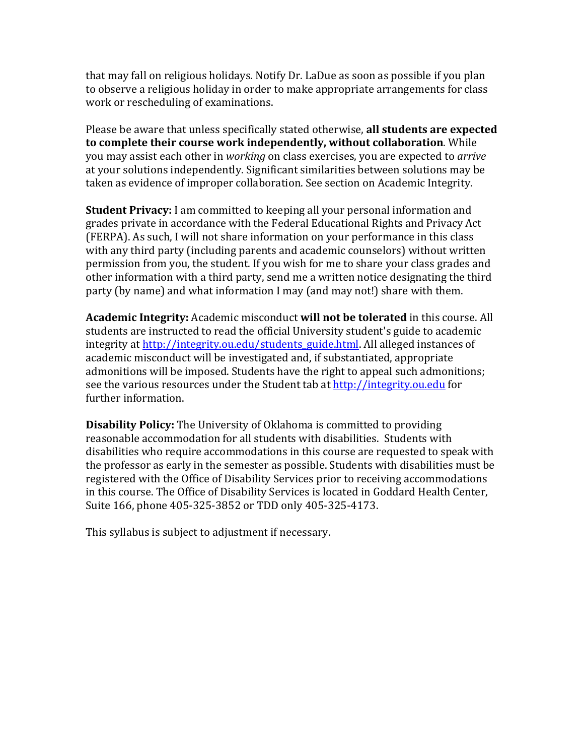that may fall on religious holidays. Notify Dr. LaDue as soon as possible if you plan to observe a religious holiday in order to make appropriate arrangements for class work or rescheduling of examinations.

Please be aware that unless specifically stated otherwise, **all students are expected to complete their course work independently, without collaboration**. While you may assist each other in *working* on class exercises, you are expected to *arrive* at your solutions independently. Significant similarities between solutions may be taken as evidence of improper collaboration. See section on Academic Integrity.

**Student Privacy:** I am committed to keeping all your personal information and grades private in accordance with the Federal Educational Rights and Privacy Act (FERPA). As such, I will not share information on your performance in this class with any third party (including parents and academic counselors) without written permission from you, the student. If you wish for me to share your class grades and other information with a third party, send me a written notice designating the third party (by name) and what information I may (and may not!) share with them.

**Academic Integrity:** Academic misconduct **will not be tolerated** in this course. All students are instructed to read the official University student's guide to academic integrity at [http://integrity.ou.edu/students_guide.html](http://integrity.ou.edu/students_guide.html). All alleged instances of academic misconduct will be investigated and, if substantiated, appropriate admonitions will be imposed. Students have the right to appeal such admonitions; see the various resources under the Student tab at [http://integrity.ou.edu](http://integrity.ou.edu) for further information.

**Disability Policy:** The University of Oklahoma is committed to providing reasonable accommodation for all students with disabilities. Students with disabilities who require accommodations in this course are requested to speak with the professor as early in the semester as possible. Students with disabilities must be registered with the Office of Disability Services prior to receiving accommodations in this course. The Office of Disability Services is located in Goddard Health Center, Suite 166, phone 405-325-3852 or TDD only 405-325-4173.

This syllabus is subject to adjustment if necessary.